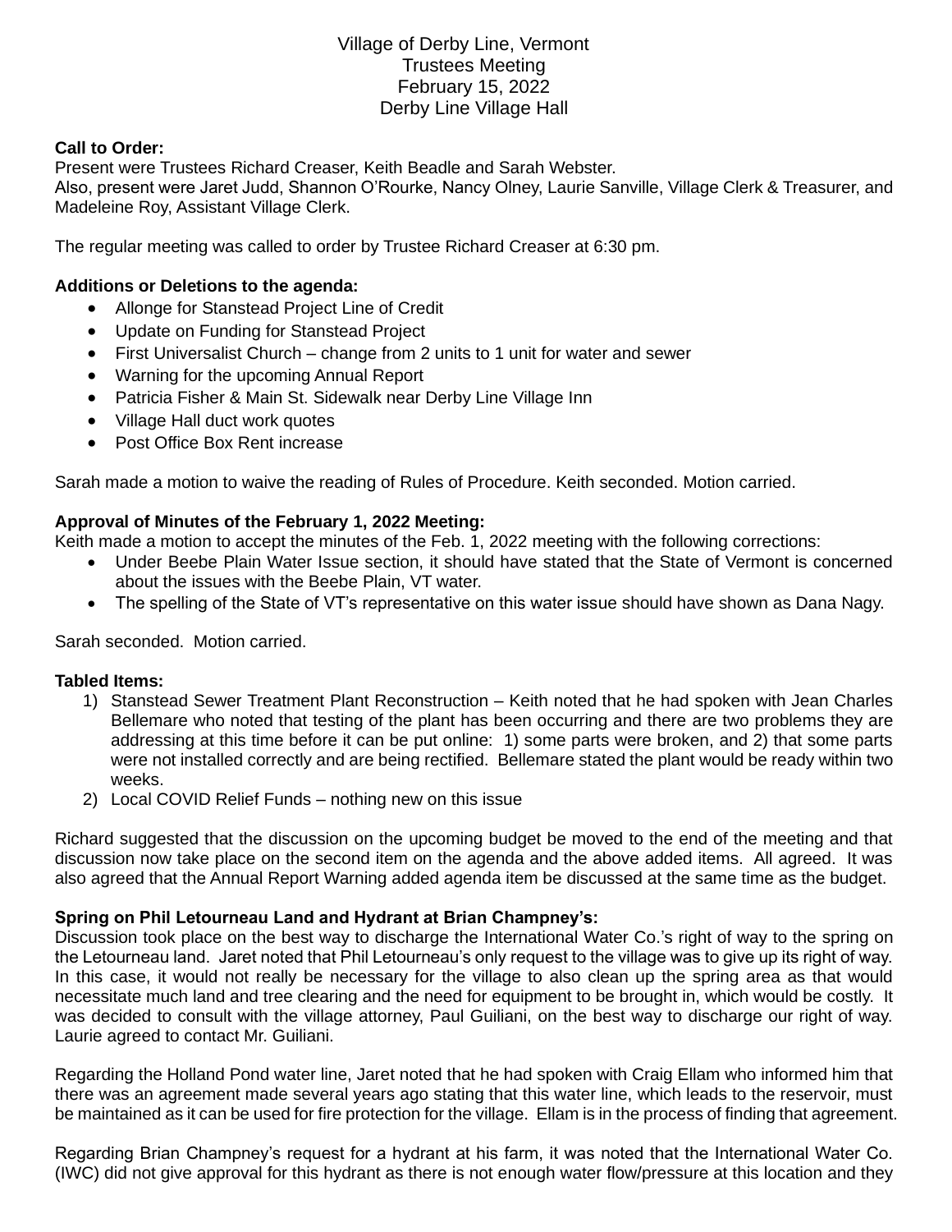Village of Derby Line, Vermont
Trustees Meeting
February 15, 2022
Derby Line Village Hall

**Call to Order:**
Present were Trustees Richard Creaser, Keith Beadle and Sarah Webster.
Also, present were Jaret Judd, Shannon O'Rourke, Nancy Olney, Laurie Sanville, Village Clerk & Treasurer, and Madeleine Roy, Assistant Village Clerk.

The regular meeting was called to order by Trustee Richard Creaser at 6:30 pm.

**Additions or Deletions to the agenda:**

- Allonge for Stanstead Project Line of Credit
- Update on Funding for Stanstead Project
- First Universalist Church – change from 2 units to 1 unit for water and sewer
- Warning for the upcoming Annual Report
- Patricia Fisher & Main St. Sidewalk near Derby Line Village Inn
- Village Hall duct work quotes
- Post Office Box Rent increase

Sarah made a motion to waive the reading of Rules of Procedure. Keith seconded. Motion carried.

**Approval of Minutes of the February 1, 2022 Meeting:**
Keith made a motion to accept the minutes of the Feb. 1, 2022 meeting with the following corrections:

- Under Beebe Plain Water Issue section, it should have stated that the State of Vermont is concerned about the issues with the Beebe Plain, VT water.
- The spelling of the State of VT's representative on this water issue should have shown as Dana Nagy.

Sarah seconded. Motion carried.

**Tabled Items:**

1) Stanstead Sewer Treatment Plant Reconstruction – Keith noted that he had spoken with Jean Charles Bellemare who noted that testing of the plant has been occurring and there are two problems they are addressing at this time before it can be put online: 1) some parts were broken, and 2) that some parts were not installed correctly and are being rectified. Bellemare stated the plant would be ready within two weeks.
2) Local COVID Relief Funds – nothing new on this issue

Richard suggested that the discussion on the upcoming budget be moved to the end of the meeting and that discussion now take place on the second item on the agenda and the above added items. All agreed. It was also agreed that the Annual Report Warning added agenda item be discussed at the same time as the budget.

**Spring on Phil Letourneau Land and Hydrant at Brian Champney's:**
Discussion took place on the best way to discharge the International Water Co.'s right of way to the spring on the Letourneau land. Jaret noted that Phil Letourneau's only request to the village was to give up its right of way. In this case, it would not really be necessary for the village to also clean up the spring area as that would necessitate much land and tree clearing and the need for equipment to be brought in, which would be costly. It was decided to consult with the village attorney, Paul Guiliani, on the best way to discharge our right of way. Laurie agreed to contact Mr. Guiliani.

Regarding the Holland Pond water line, Jaret noted that he had spoken with Craig Ellam who informed him that there was an agreement made several years ago stating that this water line, which leads to the reservoir, must be maintained as it can be used for fire protection for the village. Ellam is in the process of finding that agreement.

Regarding Brian Champney's request for a hydrant at his farm, it was noted that the International Water Co. (IWC) did not give approval for this hydrant as there is not enough water flow/pressure at this location and they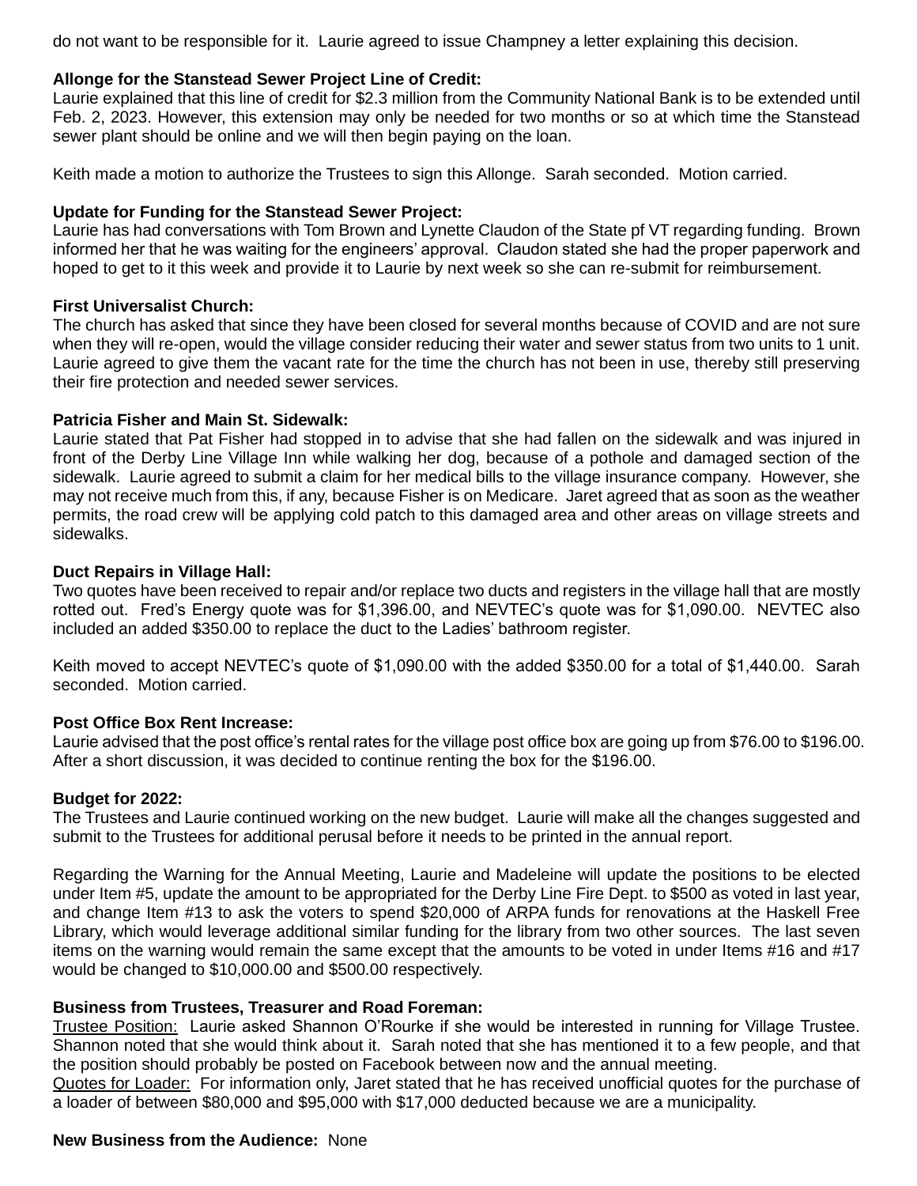do not want to be responsible for it. Laurie agreed to issue Champney a letter explaining this decision.

**Allonge for the Stanstead Sewer Project Line of Credit:**
Laurie explained that this line of credit for $2.3 million from the Community National Bank is to be extended until Feb. 2, 2023. However, this extension may only be needed for two months or so at which time the Stanstead sewer plant should be online and we will then begin paying on the loan.

Keith made a motion to authorize the Trustees to sign this Allonge. Sarah seconded. Motion carried.

**Update for Funding for the Stanstead Sewer Project:**
Laurie has had conversations with Tom Brown and Lynette Claudon of the State pf VT regarding funding. Brown informed her that he was waiting for the engineers' approval. Claudon stated she had the proper paperwork and hoped to get to it this week and provide it to Laurie by next week so she can re-submit for reimbursement.

**First Universalist Church:**
The church has asked that since they have been closed for several months because of COVID and are not sure when they will re-open, would the village consider reducing their water and sewer status from two units to 1 unit. Laurie agreed to give them the vacant rate for the time the church has not been in use, thereby still preserving their fire protection and needed sewer services.

**Patricia Fisher and Main St. Sidewalk:**
Laurie stated that Pat Fisher had stopped in to advise that she had fallen on the sidewalk and was injured in front of the Derby Line Village Inn while walking her dog, because of a pothole and damaged section of the sidewalk. Laurie agreed to submit a claim for her medical bills to the village insurance company. However, she may not receive much from this, if any, because Fisher is on Medicare. Jaret agreed that as soon as the weather permits, the road crew will be applying cold patch to this damaged area and other areas on village streets and sidewalks.

**Duct Repairs in Village Hall:**
Two quotes have been received to repair and/or replace two ducts and registers in the village hall that are mostly rotted out. Fred's Energy quote was for $1,396.00, and NEVTEC's quote was for $1,090.00. NEVTEC also included an added $350.00 to replace the duct to the Ladies' bathroom register.

Keith moved to accept NEVTEC's quote of $1,090.00 with the added $350.00 for a total of $1,440.00. Sarah seconded. Motion carried.

**Post Office Box Rent Increase:**
Laurie advised that the post office's rental rates for the village post office box are going up from $76.00 to $196.00. After a short discussion, it was decided to continue renting the box for the $196.00.

**Budget for 2022:**
The Trustees and Laurie continued working on the new budget. Laurie will make all the changes suggested and submit to the Trustees for additional perusal before it needs to be printed in the annual report.

Regarding the Warning for the Annual Meeting, Laurie and Madeleine will update the positions to be elected under Item #5, update the amount to be appropriated for the Derby Line Fire Dept. to $500 as voted in last year, and change Item #13 to ask the voters to spend $20,000 of ARPA funds for renovations at the Haskell Free Library, which would leverage additional similar funding for the library from two other sources. The last seven items on the warning would remain the same except that the amounts to be voted in under Items #16 and #17 would be changed to $10,000.00 and $500.00 respectively.

**Business from Trustees, Treasurer and Road Foreman:**
Trustee Position: Laurie asked Shannon O'Rourke if she would be interested in running for Village Trustee. Shannon noted that she would think about it. Sarah noted that she has mentioned it to a few people, and that the position should probably be posted on Facebook between now and the annual meeting.
Quotes for Loader: For information only, Jaret stated that he has received unofficial quotes for the purchase of a loader of between $80,000 and $95,000 with $17,000 deducted because we are a municipality.

**New Business from the Audience:** None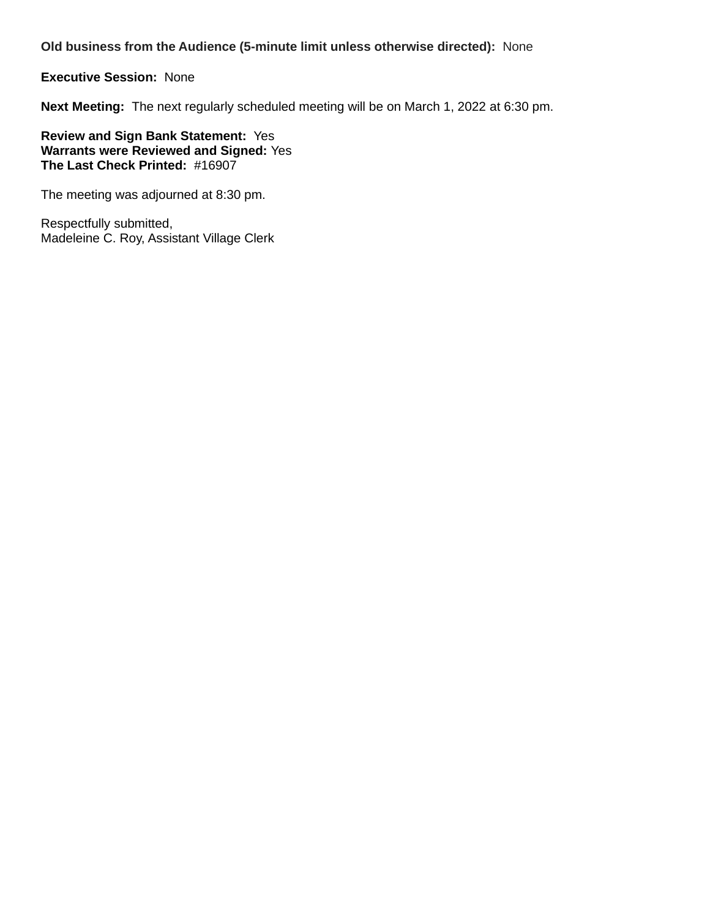**Old business from the Audience (5-minute limit unless otherwise directed):** None

**Executive Session:** None

**Next Meeting:** The next regularly scheduled meeting will be on March 1, 2022 at 6:30 pm.

**Review and Sign Bank Statement:** Yes
**Warrants were Reviewed and Signed:** Yes
**The Last Check Printed:** #16907

The meeting was adjourned at 8:30 pm.

Respectfully submitted,
Madeleine C. Roy, Assistant Village Clerk